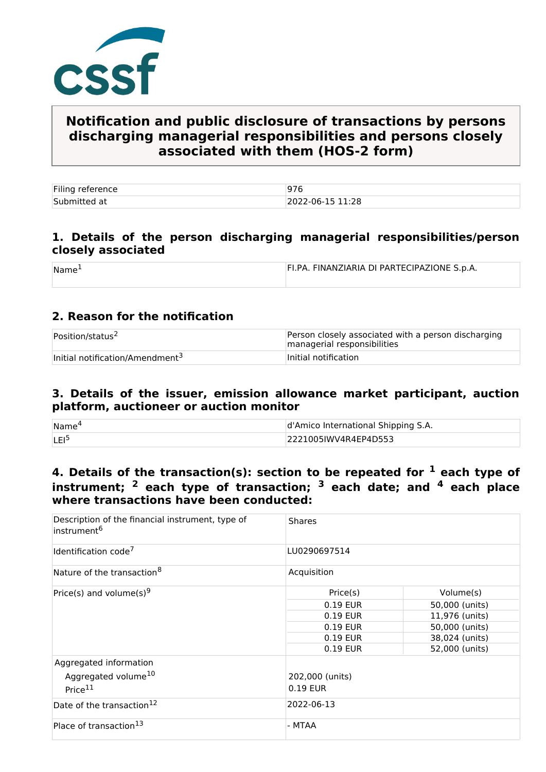# Notification and public disclosure of transactions by persons discharging managerial responsibilities and persons closely associated with them (HOS-2 form)

| Filing reference | 976 |
|---|---|
| Submitted at | 2022-06-15 11:28 |

## 1. Details of the person discharging managerial responsibilities/person closely associated

| Name[1] | FI.PA. FINANZIARIA DI PARTECIPAZIONE S.p.A. |
|---|---|

## 2. Reason for the notification

| Position/status[2] | Person closely associated with a person discharging managerial responsibilities |
|---|---|
| Initial notification/Amendment[3] | Initial notification |

## 3. Details of the issuer, emission allowance market participant, auction platform, auctioneer or auction monitor

| Name[4] | d'Amico International Shipping S.A. |
|---|---|
| LEI[5] | 2221005IWV4R4EP4D553 |

## 4. Details of the transaction(s): section to be repeated for [1] each type of instrument; [2] each type of transaction; [3] each date; and [4] each place where transactions have been conducted:

| Description of the financial instrument, type of instrument[6] | Shares | |
|---|---|---|
| Identification code[7] | LU0290697514 | |
| Nature of the transaction[8] | Acquisition | |
| Price(s) and volume(s)[9] | Price(s) | Volume(s) |
| | 0.19 EUR | 50,000 (units) |
| | 0.19 EUR | 11,976 (units) |
| | 0.19 EUR | 50,000 (units) |
| | 0.19 EUR | 38,024 (units) |
| | 0.19 EUR | 52,000 (units) |
| Aggregated information<br>Aggregated volume[10]<br>Price[11] | 202,000 (units)<br>0.19 EUR | |
| Date of the transaction[12] | 2022-06-13 | |
| Place of transaction[13] | - MTAA | |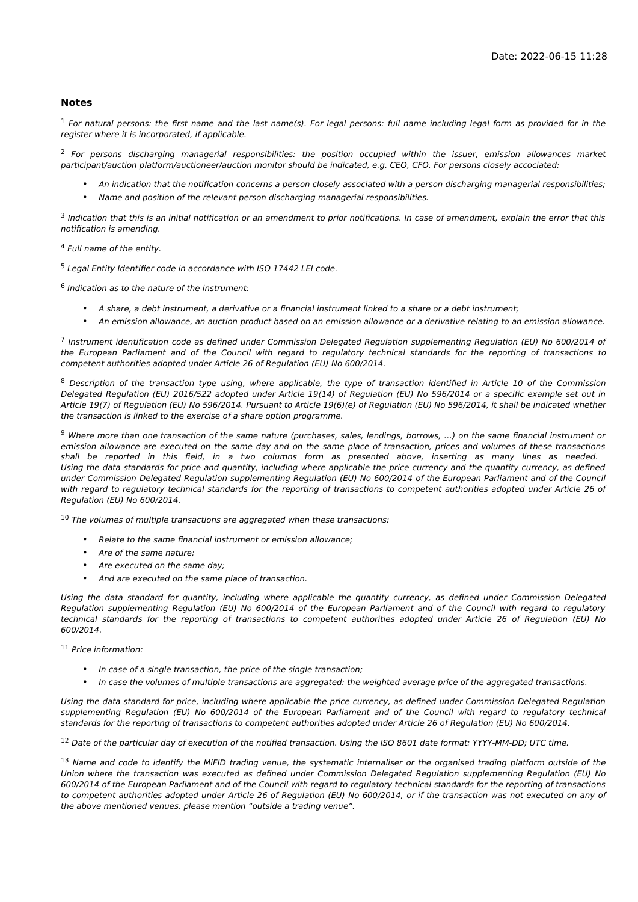Date: 2022-06-15 11:28

**Notes**

[1] *For natural persons: the first name and the last name(s). For legal persons: full name including legal form as provided for in the register where it is incorporated, if applicable.*

[2] *For persons discharging managerial responsibilities: the position occupied within the issuer, emission allowances market participant/auction platform/auctioneer/auction monitor should be indicated, e.g. CEO, CFO. For persons closely accociated:*

- *An indication that the notification concerns a person closely associated with a person discharging managerial responsibilities;*
- *Name and position of the relevant person discharging managerial responsibilities.*

[3] *Indication that this is an initial notification or an amendment to prior notifications. In case of amendment, explain the error that this notification is amending.*

[4] *Full name of the entity.*

[5] *Legal Entity Identifier code in accordance with ISO 17442 LEI code.*

[6] *Indication as to the nature of the instrument:*

- *A share, a debt instrument, a derivative or a financial instrument linked to a share or a debt instrument;*
- *An emission allowance, an auction product based on an emission allowance or a derivative relating to an emission allowance.*

[7] *Instrument identification code as defined under Commission Delegated Regulation supplementing Regulation (EU) No 600/2014 of the European Parliament and of the Council with regard to regulatory technical standards for the reporting of transactions to competent authorities adopted under Article 26 of Regulation (EU) No 600/2014.*

[8] *Description of the transaction type using, where applicable, the type of transaction identified in Article 10 of the Commission Delegated Regulation (EU) 2016/522 adopted under Article 19(14) of Regulation (EU) No 596/2014 or a specific example set out in Article 19(7) of Regulation (EU) No 596/2014. Pursuant to Article 19(6)(e) of Regulation (EU) No 596/2014, it shall be indicated whether the transaction is linked to the exercise of a share option programme.*

[9] *Where more than one transaction of the same nature (purchases, sales, lendings, borrows, ...) on the same financial instrument or emission allowance are executed on the same day and on the same place of transaction, prices and volumes of these transactions shall be reported in this field, in a two columns form as presented above, inserting as many lines as needed. Using the data standards for price and quantity, including where applicable the price currency and the quantity currency, as defined under Commission Delegated Regulation supplementing Regulation (EU) No 600/2014 of the European Parliament and of the Council with regard to regulatory technical standards for the reporting of transactions to competent authorities adopted under Article 26 of Regulation (EU) No 600/2014.*

[10] *The volumes of multiple transactions are aggregated when these transactions:*

- *Relate to the same financial instrument or emission allowance;*
- *Are of the same nature;*
- *Are executed on the same day;*
- *And are executed on the same place of transaction.*

*Using the data standard for quantity, including where applicable the quantity currency, as defined under Commission Delegated Regulation supplementing Regulation (EU) No 600/2014 of the European Parliament and of the Council with regard to regulatory technical standards for the reporting of transactions to competent authorities adopted under Article 26 of Regulation (EU) No 600/2014.*

[11] *Price information:*

- *In case of a single transaction, the price of the single transaction;*
- *In case the volumes of multiple transactions are aggregated: the weighted average price of the aggregated transactions.*

*Using the data standard for price, including where applicable the price currency, as defined under Commission Delegated Regulation supplementing Regulation (EU) No 600/2014 of the European Parliament and of the Council with regard to regulatory technical standards for the reporting of transactions to competent authorities adopted under Article 26 of Regulation (EU) No 600/2014.*

[12] *Date of the particular day of execution of the notified transaction. Using the ISO 8601 date format: YYYY-MM-DD; UTC time.*

[13] *Name and code to identify the MiFID trading venue, the systematic internaliser or the organised trading platform outside of the Union where the transaction was executed as defined under Commission Delegated Regulation supplementing Regulation (EU) No 600/2014 of the European Parliament and of the Council with regard to regulatory technical standards for the reporting of transactions to competent authorities adopted under Article 26 of Regulation (EU) No 600/2014, or if the transaction was not executed on any of the above mentioned venues, please mention "outside a trading venue".*